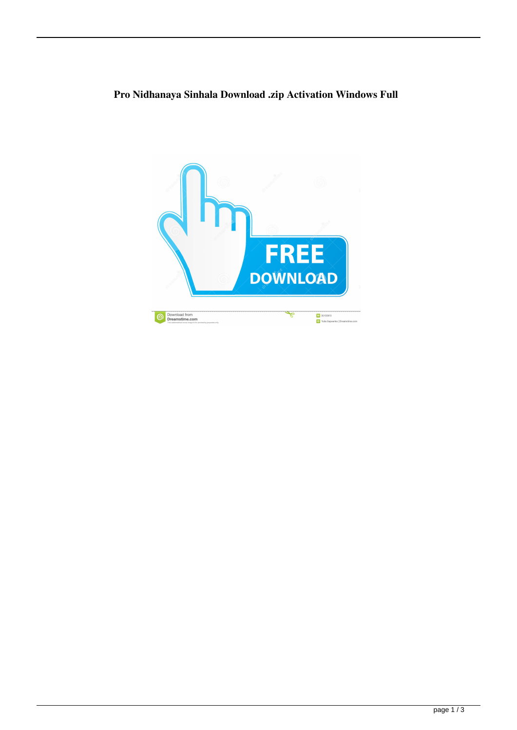# Pro Nidhanaya Sinhala Download .zip Activation Windows Full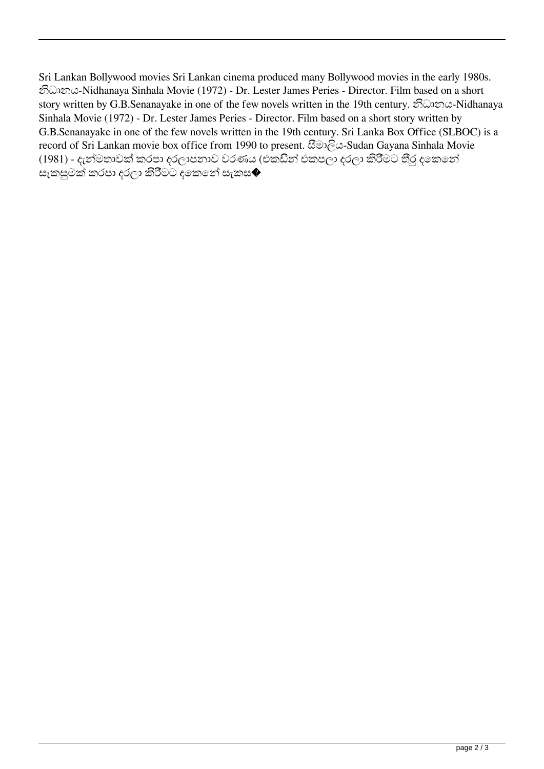Sri Lankan Bollywood movies Sri Lankan cinema produced many Bollywood movies in the early 1980s. නිධානය-Nidhanaya Sinhala Movie (1972) - Dr. Lester James Peries - Director. Film based on a short story written by G.B.Senanayake in one of the few novels written in the 19th century. නිධානය-Nidhanaya Sinhala Movie (1972) - Dr. Lester James Peries - Director. Film based on a short story written by G.B.Senanayake in one of the few novels written in the 19th century. Sri Lanka Box Office (SLBOC) is a record of Sri Lankan movie box office from 1990 to present. සීමාලිය-Sudan Gayana Sinhala Movie (1981) - දැන්මනාවක් කරපා දරලාපනාව වරණය (එකඩින් එකපලා දරලා කිරීමට තීරු දකෙනේ සැකසුමක් කරපා දරලා කිරීමට දකෙනේ සැකස�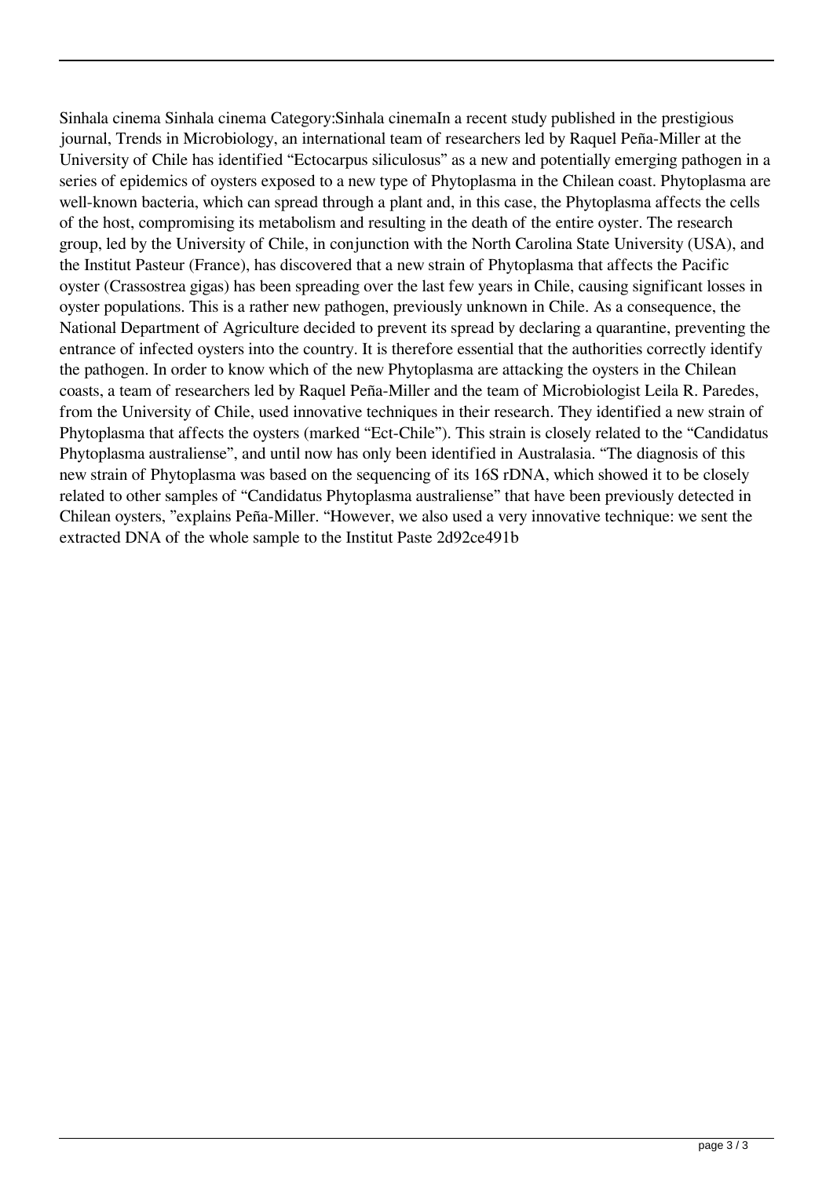Sinhala cinema Sinhala cinema Category:Sinhala cinemaIn a recent study published in the prestigious journal, Trends in Microbiology, an international team of researchers led by Raquel Peña-Miller at the University of Chile has identified "Ectocarpus siliculosus" as a new and potentially emerging pathogen in a series of epidemics of oysters exposed to a new type of Phytoplasma in the Chilean coast. Phytoplasma are well-known bacteria, which can spread through a plant and, in this case, the Phytoplasma affects the cells of the host, compromising its metabolism and resulting in the death of the entire oyster. The research group, led by the University of Chile, in conjunction with the North Carolina State University (USA), and the Institut Pasteur (France), has discovered that a new strain of Phytoplasma that affects the Pacific oyster (Crassostrea gigas) has been spreading over the last few years in Chile, causing significant losses in oyster populations. This is a rather new pathogen, previously unknown in Chile. As a consequence, the National Department of Agriculture decided to prevent its spread by declaring a quarantine, preventing the entrance of infected oysters into the country. It is therefore essential that the authorities correctly identify the pathogen. In order to know which of the new Phytoplasma are attacking the oysters in the Chilean coasts, a team of researchers led by Raquel Peña-Miller and the team of Microbiologist Leila R. Paredes, from the University of Chile, used innovative techniques in their research. They identified a new strain of Phytoplasma that affects the oysters (marked "Ect-Chile"). This strain is closely related to the "Candidatus Phytoplasma australiense", and until now has only been identified in Australasia. "The diagnosis of this new strain of Phytoplasma was based on the sequencing of its 16S rDNA, which showed it to be closely related to other samples of "Candidatus Phytoplasma australiense" that have been previously detected in Chilean oysters, "explains Peña-Miller. "However, we also used a very innovative technique: we sent the extracted DNA of the whole sample to the Institut Paste 2d92ce491b